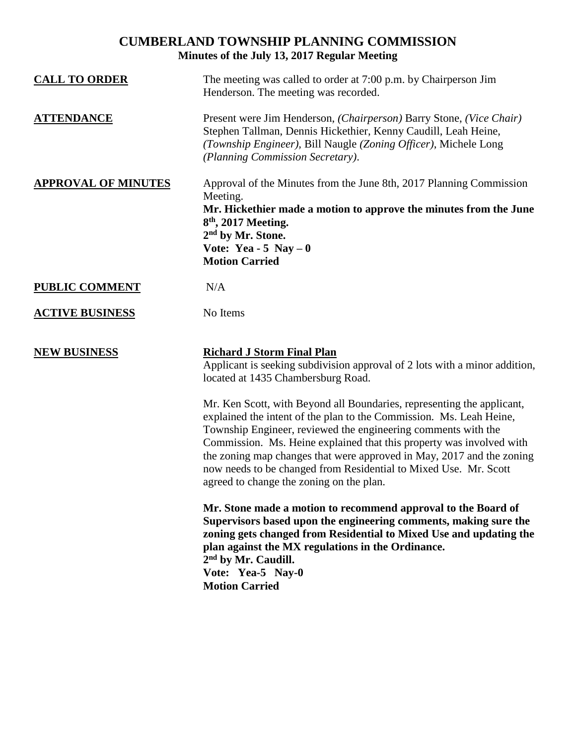# CUMBERLAND TOWNSHIP PLANNING COMMISSION

## Minutes of the July 13, 2017 Regular Meeting

**CALL TO ORDER**

The meeting was called to order at 7:00 p.m. by Chairperson Jim Henderson. The meeting was recorded.

**ATTENDANCE**

Present were Jim Henderson, *(Chairperson)* Barry Stone, *(Vice Chair)* Stephen Tallman, Dennis Hickethier, Kenny Caudill, Leah Heine, *(Township Engineer)*, Bill Naugle *(Zoning Officer)*, Michele Long *(Planning Commission Secretary)*.

**APPROVAL OF MINUTES**

Approval of the Minutes from the June 8th, 2017 Planning Commission Meeting.

**Mr. Hickethier made a motion to approve the minutes from the June 8th, 2017 Meeting.**
**2nd by Mr. Stone.**
**Vote: Yea - 5 Nay – 0**
**Motion Carried**

**PUBLIC COMMENT**

N/A

**ACTIVE BUSINESS**

No Items

**NEW BUSINESS**

**Richard J Storm Final Plan**

Applicant is seeking subdivision approval of 2 lots with a minor addition, located at 1435 Chambersburg Road.

Mr. Ken Scott, with Beyond all Boundaries, representing the applicant, explained the intent of the plan to the Commission. Ms. Leah Heine, Township Engineer, reviewed the engineering comments with the Commission. Ms. Heine explained that this property was involved with the zoning map changes that were approved in May, 2017 and the zoning now needs to be changed from Residential to Mixed Use. Mr. Scott agreed to change the zoning on the plan.

**Mr. Stone made a motion to recommend approval to the Board of Supervisors based upon the engineering comments, making sure the zoning gets changed from Residential to Mixed Use and updating the plan against the MX regulations in the Ordinance.**
**2nd by Mr. Caudill.**
**Vote: Yea-5 Nay-0**
**Motion Carried**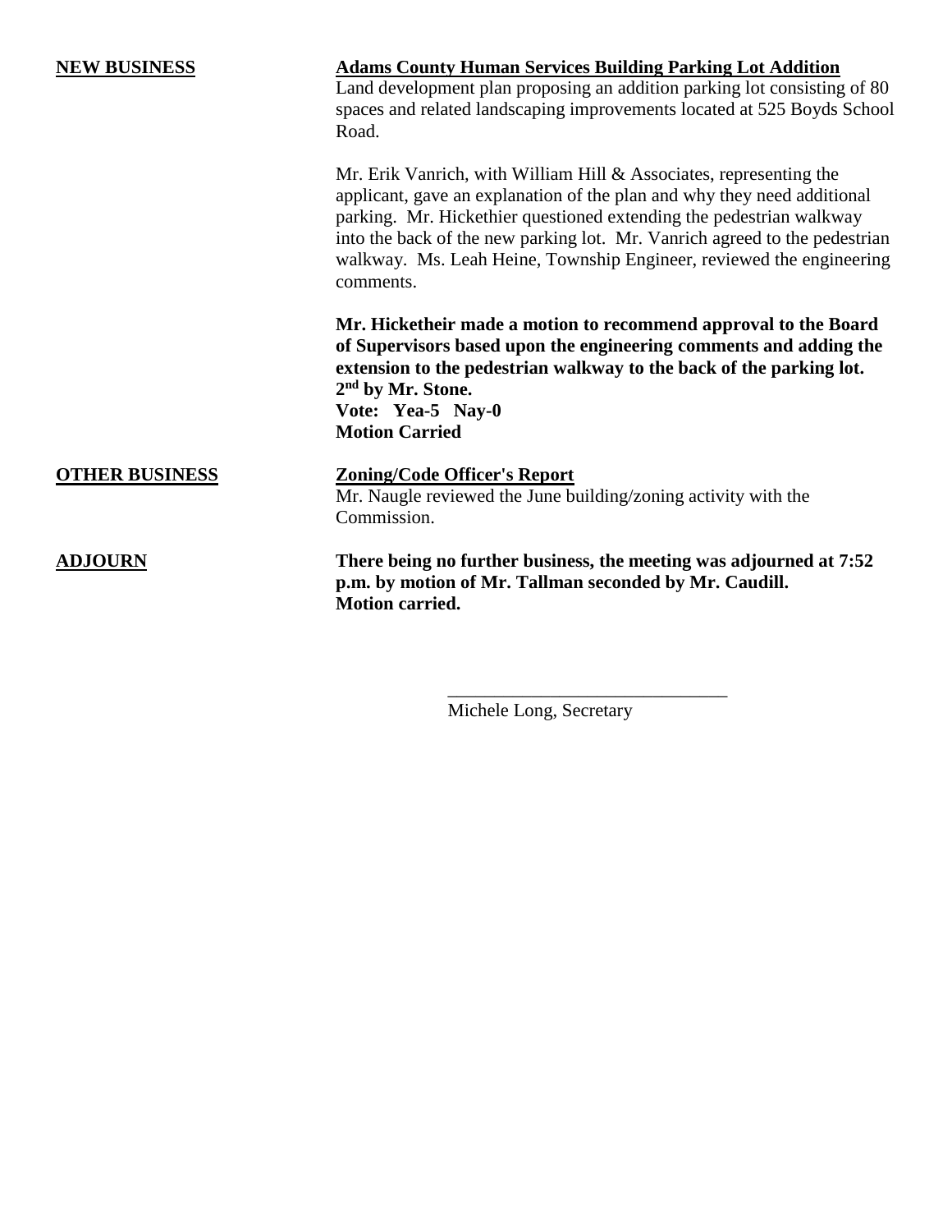**NEW BUSINESS**

**Adams County Human Services Building Parking Lot Addition**

Land development plan proposing an addition parking lot consisting of 80 spaces and related landscaping improvements located at 525 Boyds School Road.

Mr. Erik Vanrich, with William Hill & Associates, representing the applicant, gave an explanation of the plan and why they need additional parking. Mr. Hickethier questioned extending the pedestrian walkway into the back of the new parking lot. Mr. Vanrich agreed to the pedestrian walkway. Ms. Leah Heine, Township Engineer, reviewed the engineering comments.

**Mr. Hicketheir made a motion to recommend approval to the Board of Supervisors based upon the engineering comments and adding the extension to the pedestrian walkway to the back of the parking lot.**
**2nd by Mr. Stone.**
**Vote: Yea-5 Nay-0**
**Motion Carried**

**OTHER BUSINESS**

**Zoning/Code Officer's Report**

Mr. Naugle reviewed the June building/zoning activity with the Commission.

**ADJOURN**

**There being no further business, the meeting was adjourned at 7:52 p.m. by motion of Mr. Tallman seconded by Mr. Caudill.**
**Motion carried.**

\_\_\_\_\_\_\_\_\_\_\_\_\_\_\_\_\_\_\_\_\_\_\_\_\_\_\_\_\_\_

Michele Long, Secretary